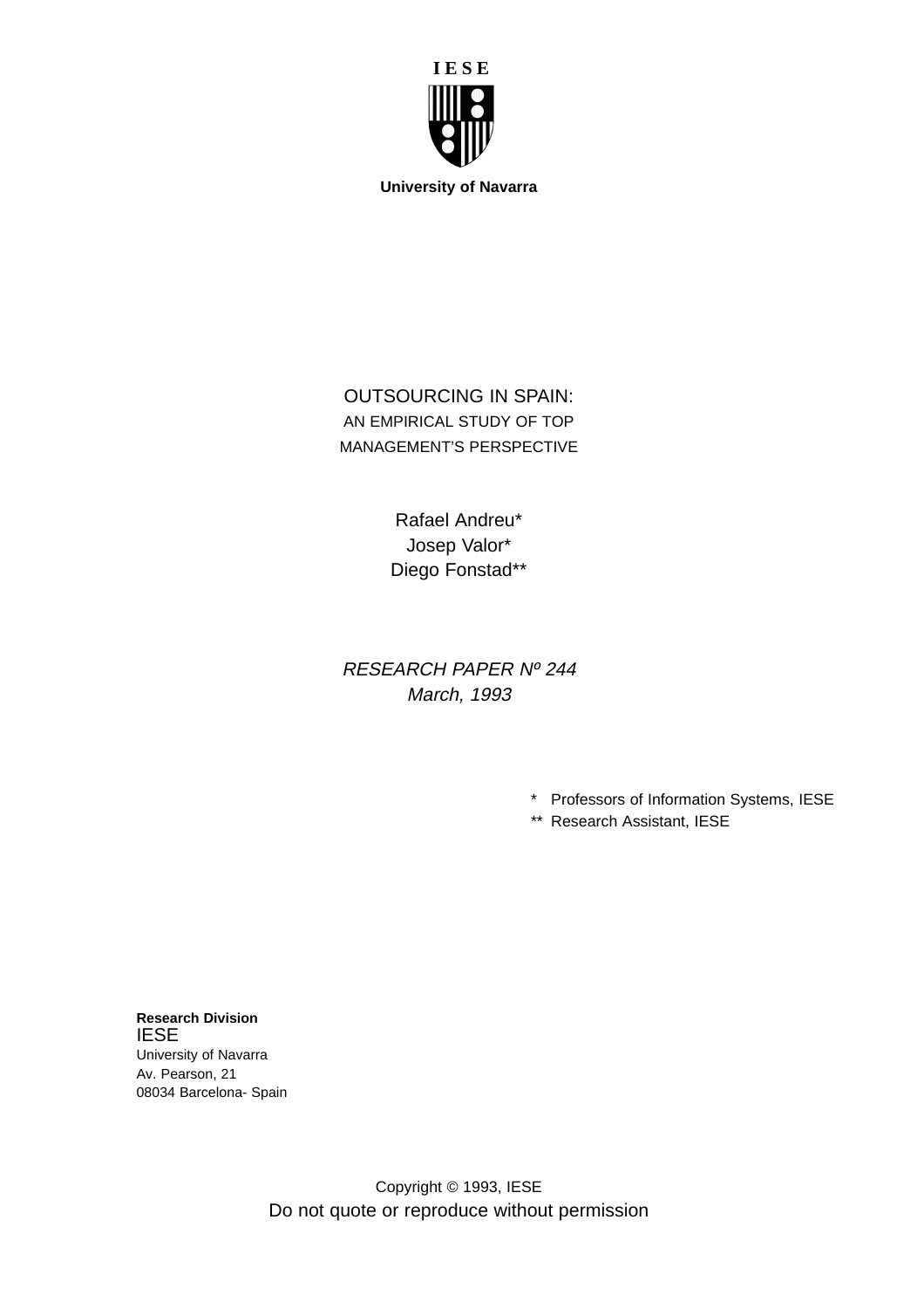**I E S E**

**University of Navarra**

# OUTSOURCING IN SPAIN: AN EMPIRICAL STUDY OF TOP MANAGEMENT'S PERSPECTIVE

Rafael Andreu*
Josep Valor*
Diego Fonstad**

*RESEARCH PAPER Nº 244*
*March, 1993*

\* Professors of Information Systems, IESE
\** Research Assistant, IESE

**Research Division**
IESE
University of Navarra
Av. Pearson, 21
08034 Barcelona- Spain

Copyright © 1993, IESE
Do not quote or reproduce without permission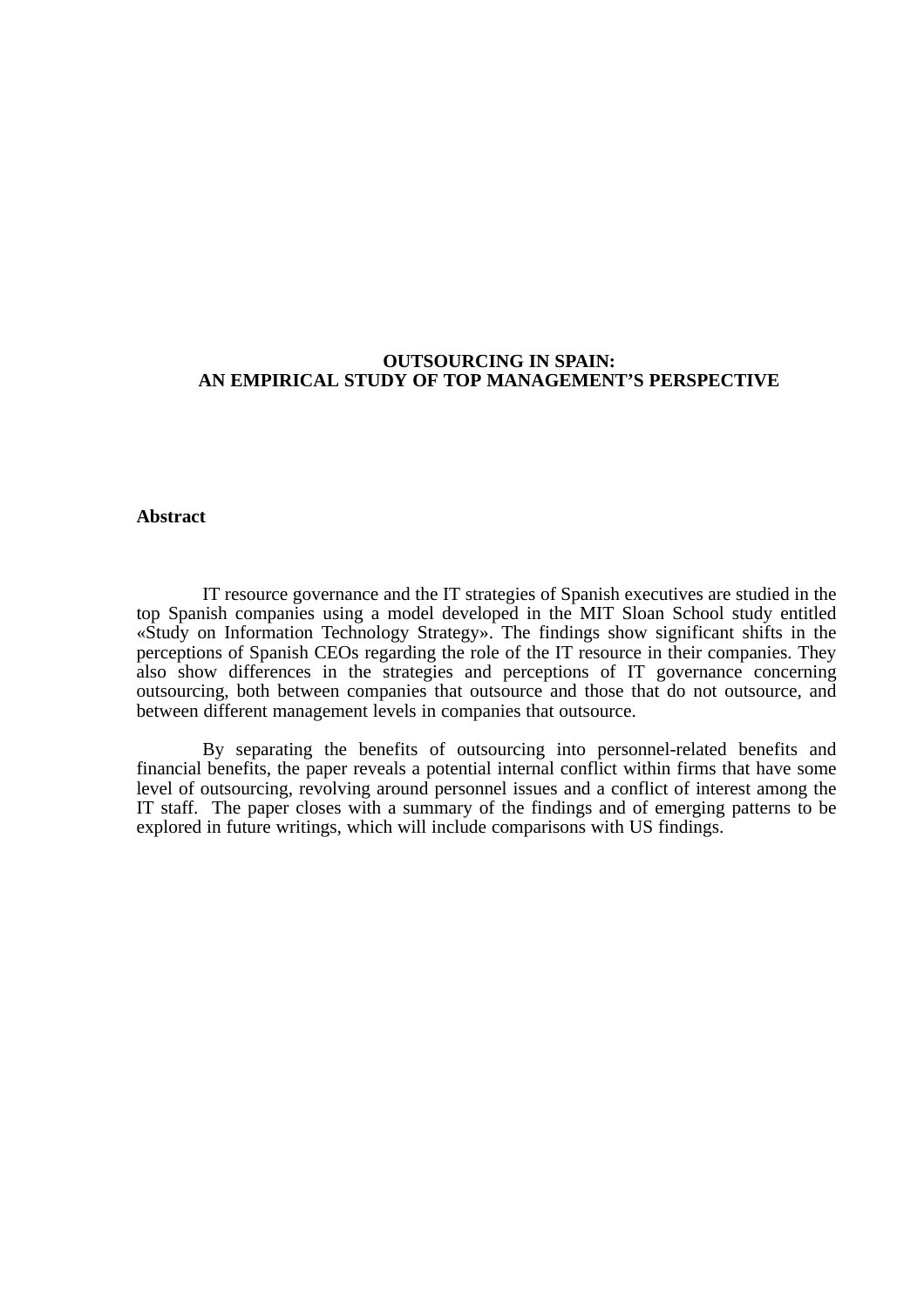# OUTSOURCING IN SPAIN:
# AN EMPIRICAL STUDY OF TOP MANAGEMENT'S PERSPECTIVE

## Abstract

IT resource governance and the IT strategies of Spanish executives are studied in the top Spanish companies using a model developed in the MIT Sloan School study entitled «Study on Information Technology Strategy». The findings show significant shifts in the perceptions of Spanish CEOs regarding the role of the IT resource in their companies. They also show differences in the strategies and perceptions of IT governance concerning outsourcing, both between companies that outsource and those that do not outsource, and between different management levels in companies that outsource.

By separating the benefits of outsourcing into personnel-related benefits and financial benefits, the paper reveals a potential internal conflict within firms that have some level of outsourcing, revolving around personnel issues and a conflict of interest among the IT staff. The paper closes with a summary of the findings and of emerging patterns to be explored in future writings, which will include comparisons with US findings.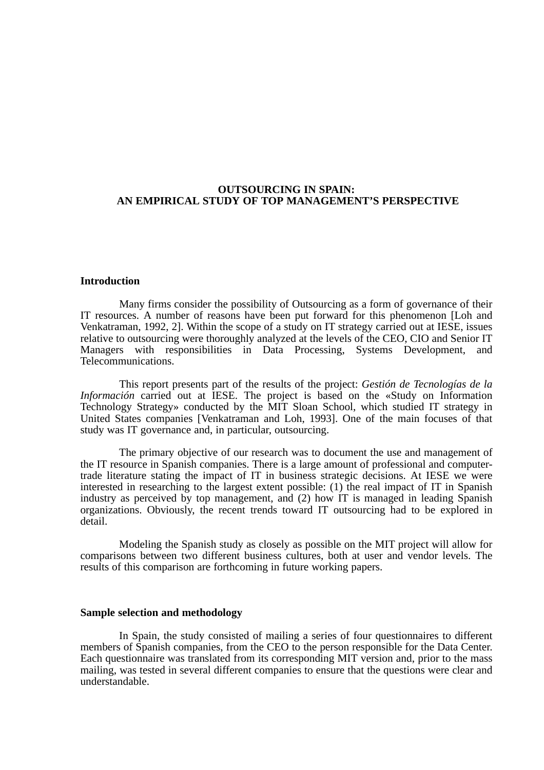# OUTSOURCING IN SPAIN:
# AN EMPIRICAL STUDY OF TOP MANAGEMENT'S PERSPECTIVE

## Introduction

Many firms consider the possibility of Outsourcing as a form of governance of their IT resources. A number of reasons have been put forward for this phenomenon [Loh and Venkatraman, 1992, 2]. Within the scope of a study on IT strategy carried out at IESE, issues relative to outsourcing were thoroughly analyzed at the levels of the CEO, CIO and Senior IT Managers with responsibilities in Data Processing, Systems Development, and Telecommunications.

This report presents part of the results of the project: *Gestión de Tecnologías de la Información* carried out at IESE. The project is based on the «Study on Information Technology Strategy» conducted by the MIT Sloan School, which studied IT strategy in United States companies [Venkatraman and Loh, 1993]. One of the main focuses of that study was IT governance and, in particular, outsourcing.

The primary objective of our research was to document the use and management of the IT resource in Spanish companies. There is a large amount of professional and computer-trade literature stating the impact of IT in business strategic decisions. At IESE we were interested in researching to the largest extent possible: (1) the real impact of IT in Spanish industry as perceived by top management, and (2) how IT is managed in leading Spanish organizations. Obviously, the recent trends toward IT outsourcing had to be explored in detail.

Modeling the Spanish study as closely as possible on the MIT project will allow for comparisons between two different business cultures, both at user and vendor levels. The results of this comparison are forthcoming in future working papers.

## Sample selection and methodology

In Spain, the study consisted of mailing a series of four questionnaires to different members of Spanish companies, from the CEO to the person responsible for the Data Center. Each questionnaire was translated from its corresponding MIT version and, prior to the mass mailing, was tested in several different companies to ensure that the questions were clear and understandable.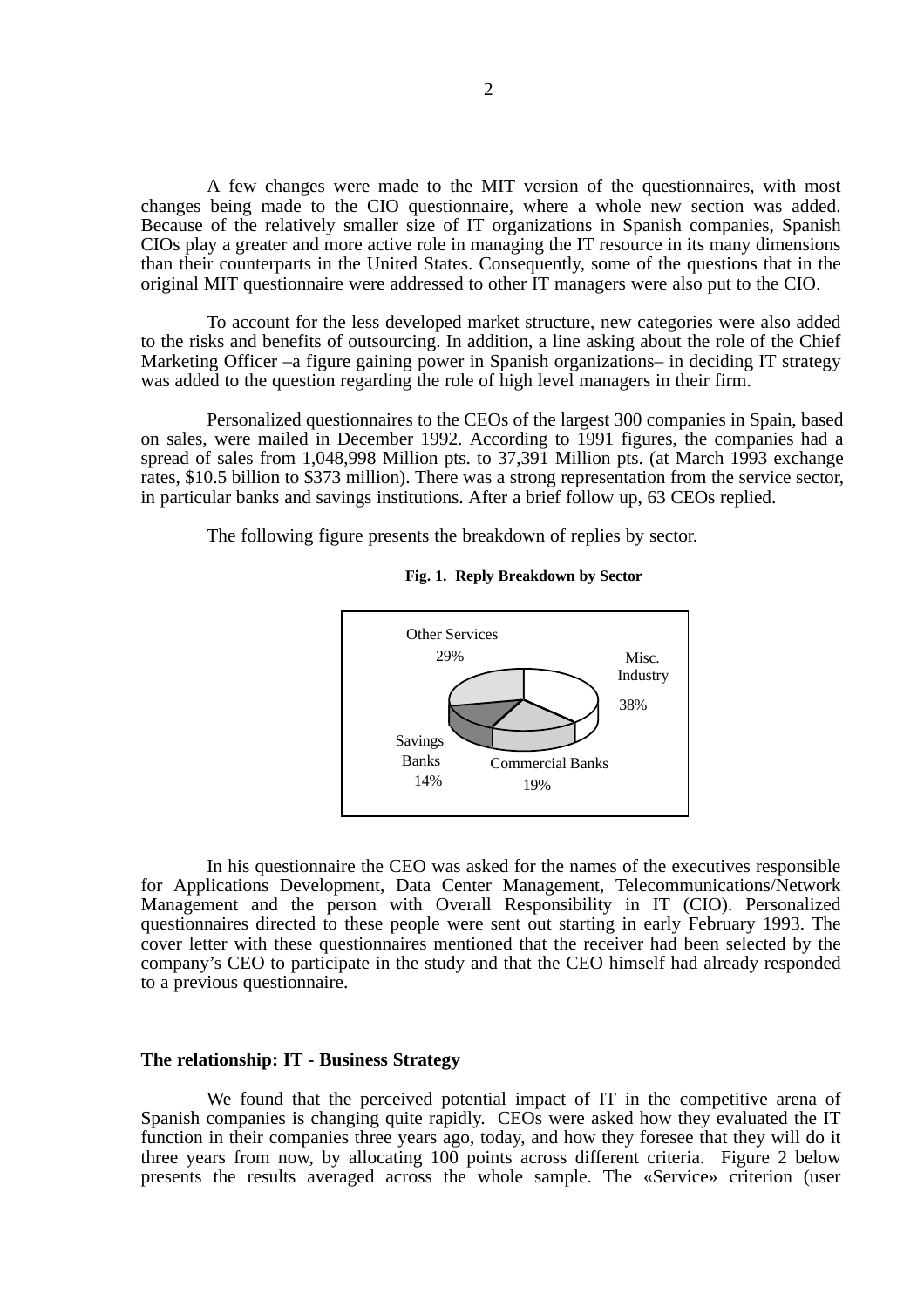A few changes were made to the MIT version of the questionnaires, with most changes being made to the CIO questionnaire, where a whole new section was added. Because of the relatively smaller size of IT organizations in Spanish companies, Spanish CIOs play a greater and more active role in managing the IT resource in its many dimensions than their counterparts in the United States. Consequently, some of the questions that in the original MIT questionnaire were addressed to other IT managers were also put to the CIO.

To account for the less developed market structure, new categories were also added to the risks and benefits of outsourcing. In addition, a line asking about the role of the Chief Marketing Officer –a figure gaining power in Spanish organizations– in deciding IT strategy was added to the question regarding the role of high level managers in their firm.

Personalized questionnaires to the CEOs of the largest 300 companies in Spain, based on sales, were mailed in December 1992. According to 1991 figures, the companies had a spread of sales from 1,048,998 Million pts. to 37,391 Million pts. (at March 1993 exchange rates, $10.5 billion to $373 million). There was a strong representation from the service sector, in particular banks and savings institutions. After a brief follow up, 63 CEOs replied.

The following figure presents the breakdown of replies by sector.

**Fig. 1. Reply Breakdown by Sector**

| Sector | Share |
|---|---|
| Other Services | 29% |
| Misc. Industry | 38% |
| Commercial Banks | 19% |
| Savings Banks | 14% |

In his questionnaire the CEO was asked for the names of the executives responsible for Applications Development, Data Center Management, Telecommunications/Network Management and the person with Overall Responsibility in IT (CIO). Personalized questionnaires directed to these people were sent out starting in early February 1993. The cover letter with these questionnaires mentioned that the receiver had been selected by the company's CEO to participate in the study and that the CEO himself had already responded to a previous questionnaire.

## The relationship: IT - Business Strategy

We found that the perceived potential impact of IT in the competitive arena of Spanish companies is changing quite rapidly. CEOs were asked how they evaluated the IT function in their companies three years ago, today, and how they foresee that they will do it three years from now, by allocating 100 points across different criteria. Figure 2 below presents the results averaged across the whole sample. The «Service» criterion (user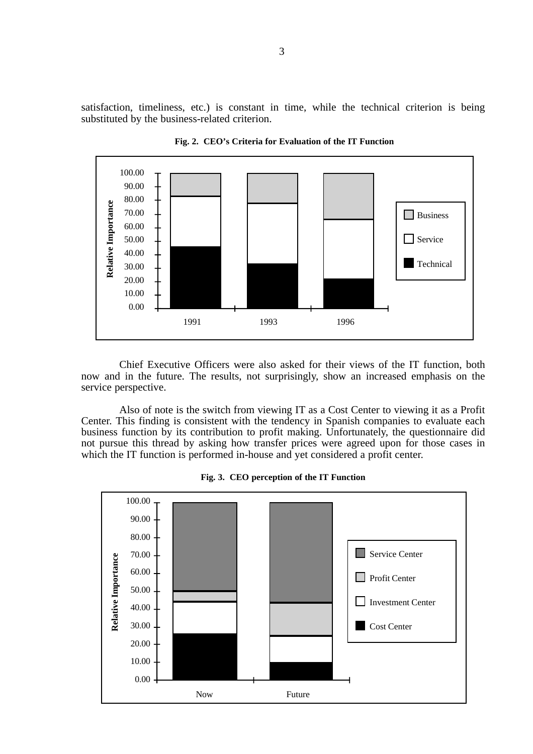satisfaction, timeliness, etc.) is constant in time, while the technical criterion is being substituted by the business-related criterion.

**Fig. 2. CEO's Criteria for Evaluation of the IT Function**

Chief Executive Officers were also asked for their views of the IT function, both now and in the future. The results, not surprisingly, show an increased emphasis on the service perspective.

Also of note is the switch from viewing IT as a Cost Center to viewing it as a Profit Center. This finding is consistent with the tendency in Spanish companies to evaluate each business function by its contribution to profit making. Unfortunately, the questionnaire did not pursue this thread by asking how transfer prices were agreed upon for those cases in which the IT function is performed in-house and yet considered a profit center.

**Fig. 3. CEO perception of the IT Function**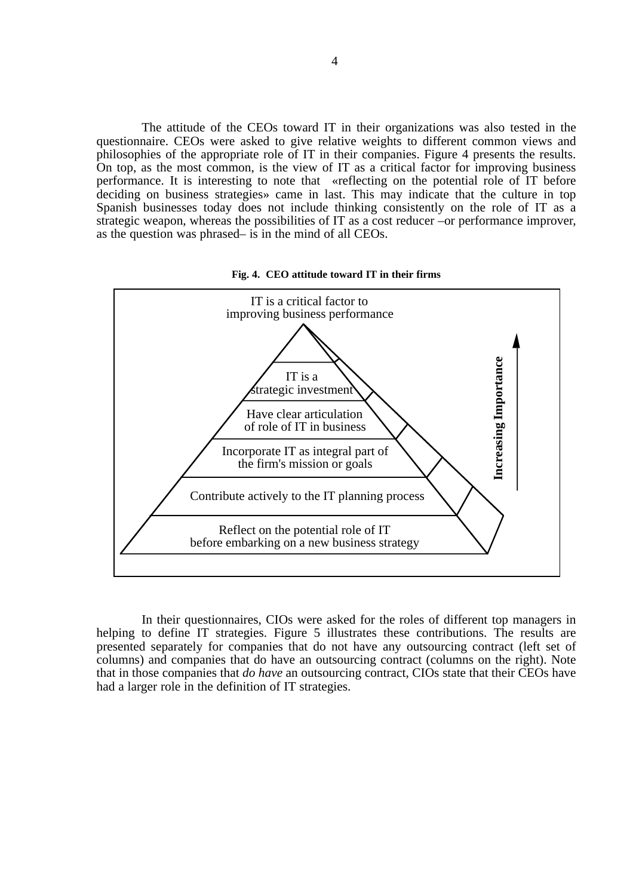The attitude of the CEOs toward IT in their organizations was also tested in the questionnaire. CEOs were asked to give relative weights to different common views and philosophies of the appropriate role of IT in their companies. Figure 4 presents the results. On top, as the most common, is the view of IT as a critical factor for improving business performance. It is interesting to note that «reflecting on the potential role of IT before deciding on business strategies» came in last. This may indicate that the culture in top Spanish businesses today does not include thinking consistently on the role of IT as a strategic weapon, whereas the possibilities of IT as a cost reducer –or performance improver, as the question was phrased– is in the mind of all CEOs.

**Fig. 4. CEO attitude toward IT in their firms**

IT is a critical factor to improving business performance

IT is a strategic investment

Have clear articulation of role of IT in business

Incorporate IT as integral part of the firm's mission or goals

Contribute actively to the IT planning process

Reflect on the potential role of IT before embarking on a new business strategy

**Increasing Importance**

In their questionnaires, CIOs were asked for the roles of different top managers in helping to define IT strategies. Figure 5 illustrates these contributions. The results are presented separately for companies that do not have any outsourcing contract (left set of columns) and companies that do have an outsourcing contract (columns on the right). Note that in those companies that *do have* an outsourcing contract, CIOs state that their CEOs have had a larger role in the definition of IT strategies.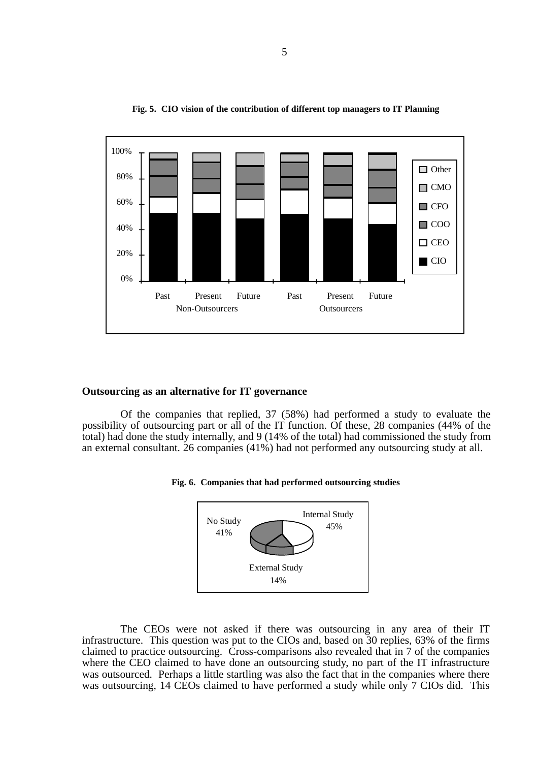**Fig. 5. CIO vision of the contribution of different top managers to IT Planning**

## Outsourcing as an alternative for IT governance

Of the companies that replied, 37 (58%) had performed a study to evaluate the possibility of outsourcing part or all of the IT function. Of these, 28 companies (44% of the total) had done the study internally, and 9 (14% of the total) had commissioned the study from an external consultant. 26 companies (41%) had not performed any outsourcing study at all.

**Fig. 6. Companies that had performed outsourcing studies**

The CEOs were not asked if there was outsourcing in any area of their IT infrastructure. This question was put to the CIOs and, based on 30 replies, 63% of the firms claimed to practice outsourcing. Cross-comparisons also revealed that in 7 of the companies where the CEO claimed to have done an outsourcing study, no part of the IT infrastructure was outsourced. Perhaps a little startling was also the fact that in the companies where there was outsourcing, 14 CEOs claimed to have performed a study while only 7 CIOs did. This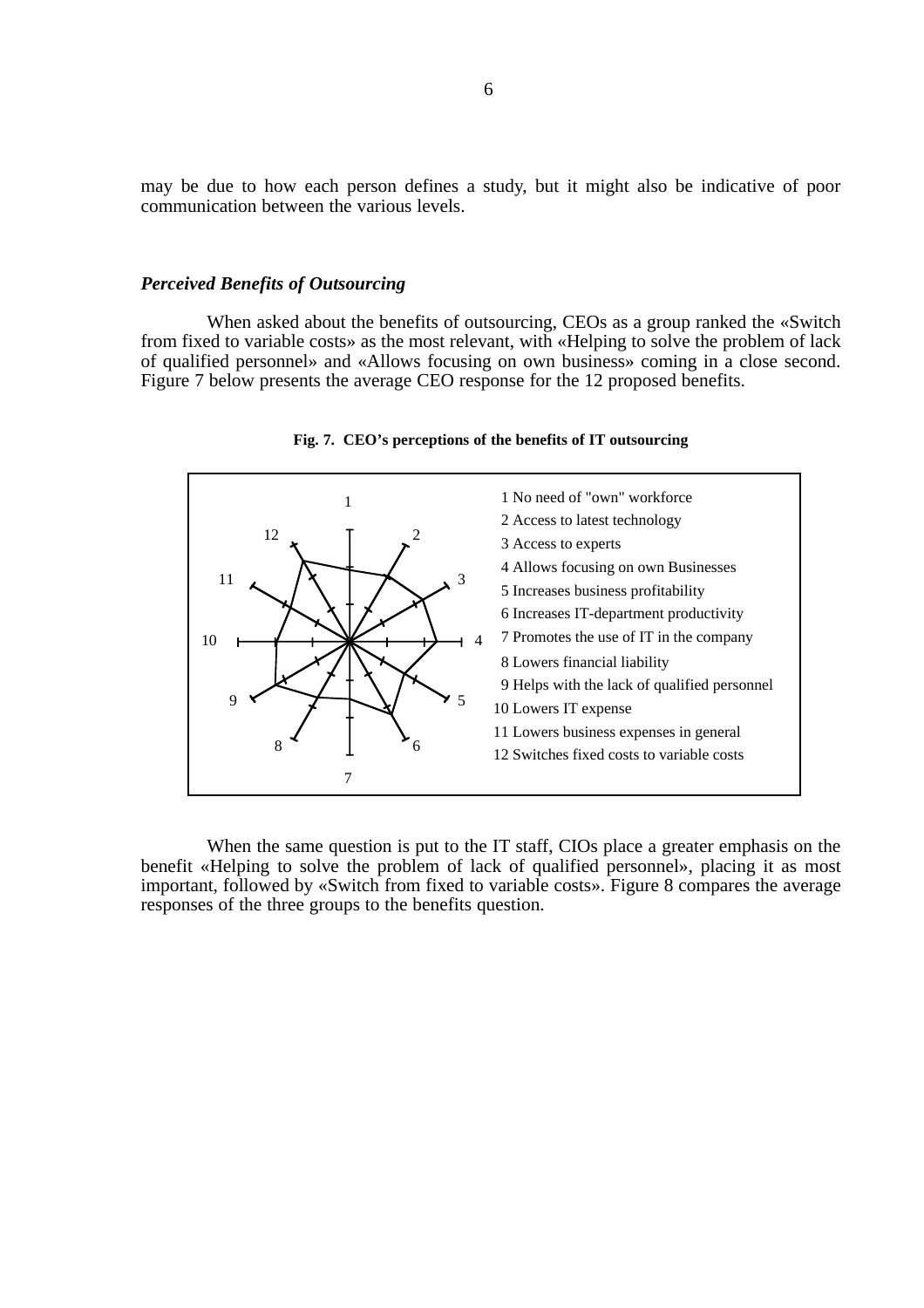may be due to how each person defines a study, but it might also be indicative of poor communication between the various levels.

### *Perceived Benefits of Outsourcing*

When asked about the benefits of outsourcing, CEOs as a group ranked the «Switch from fixed to variable costs» as the most relevant, with «Helping to solve the problem of lack of qualified personnel» and «Allows focusing on own business» coming in a close second. Figure 7 below presents the average CEO response for the 12 proposed benefits.

**Fig. 7. CEO's perceptions of the benefits of IT outsourcing**

1 No need of "own" workforce
2 Access to latest technology
3 Access to experts
4 Allows focusing on own Businesses
5 Increases business profitability
6 Increases IT-department productivity
7 Promotes the use of IT in the company
8 Lowers financial liability
9 Helps with the lack of qualified personnel
10 Lowers IT expense
11 Lowers business expenses in general
12 Switches fixed costs to variable costs

When the same question is put to the IT staff, CIOs place a greater emphasis on the benefit «Helping to solve the problem of lack of qualified personnel», placing it as most important, followed by «Switch from fixed to variable costs». Figure 8 compares the average responses of the three groups to the benefits question.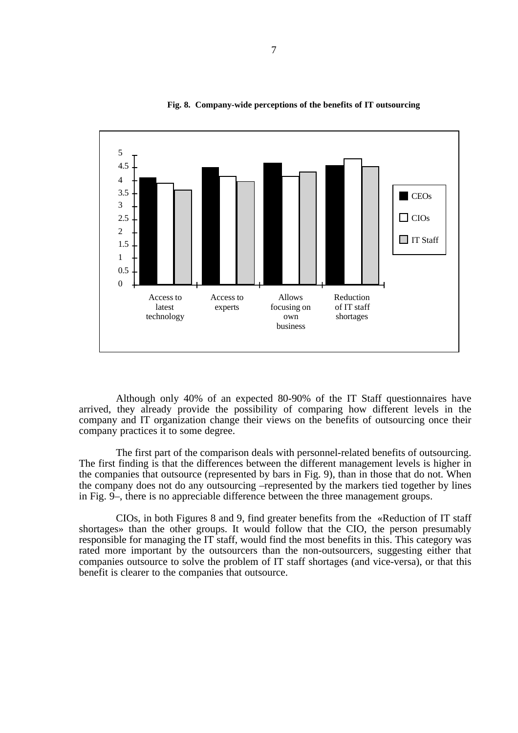**Fig. 8. Company-wide perceptions of the benefits of IT outsourcing**

Although only 40% of an expected 80-90% of the IT Staff questionnaires have arrived, they already provide the possibility of comparing how different levels in the company and IT organization change their views on the benefits of outsourcing once their company practices it to some degree.

The first part of the comparison deals with personnel-related benefits of outsourcing. The first finding is that the differences between the different management levels is higher in the companies that outsource (represented by bars in Fig. 9), than in those that do not. When the company does not do any outsourcing –represented by the markers tied together by lines in Fig. 9–, there is no appreciable difference between the three management groups.

CIOs, in both Figures 8 and 9, find greater benefits from the «Reduction of IT staff shortages» than the other groups. It would follow that the CIO, the person presumably responsible for managing the IT staff, would find the most benefits in this. This category was rated more important by the outsourcers than the non-outsourcers, suggesting either that companies outsource to solve the problem of IT staff shortages (and vice-versa), or that this benefit is clearer to the companies that outsource.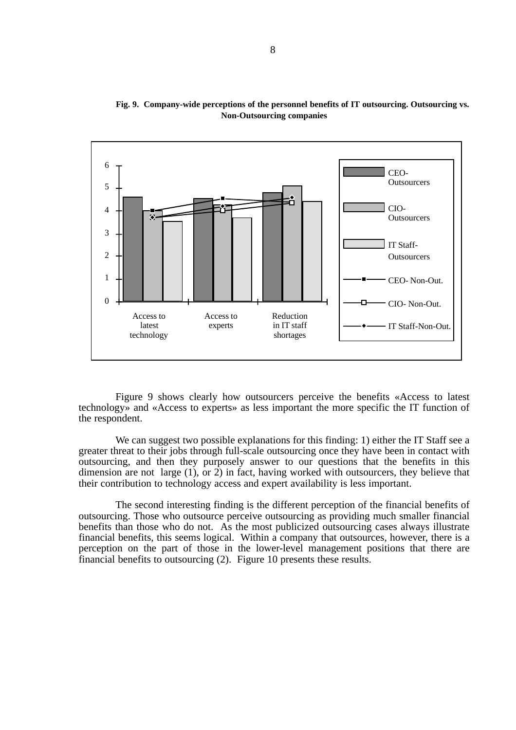**Fig. 9. Company-wide perceptions of the personnel benefits of IT outsourcing. Outsourcing vs. Non-Outsourcing companies**

Figure 9 shows clearly how outsourcers perceive the benefits «Access to latest technology» and «Access to experts» as less important the more specific the IT function of the respondent.

We can suggest two possible explanations for this finding: 1) either the IT Staff see a greater threat to their jobs through full-scale outsourcing once they have been in contact with outsourcing, and then they purposely answer to our questions that the benefits in this dimension are not large (1), or 2) in fact, having worked with outsourcers, they believe that their contribution to technology access and expert availability is less important.

The second interesting finding is the different perception of the financial benefits of outsourcing. Those who outsource perceive outsourcing as providing much smaller financial benefits than those who do not. As the most publicized outsourcing cases always illustrate financial benefits, this seems logical. Within a company that outsources, however, there is a perception on the part of those in the lower-level management positions that there are financial benefits to outsourcing (2). Figure 10 presents these results.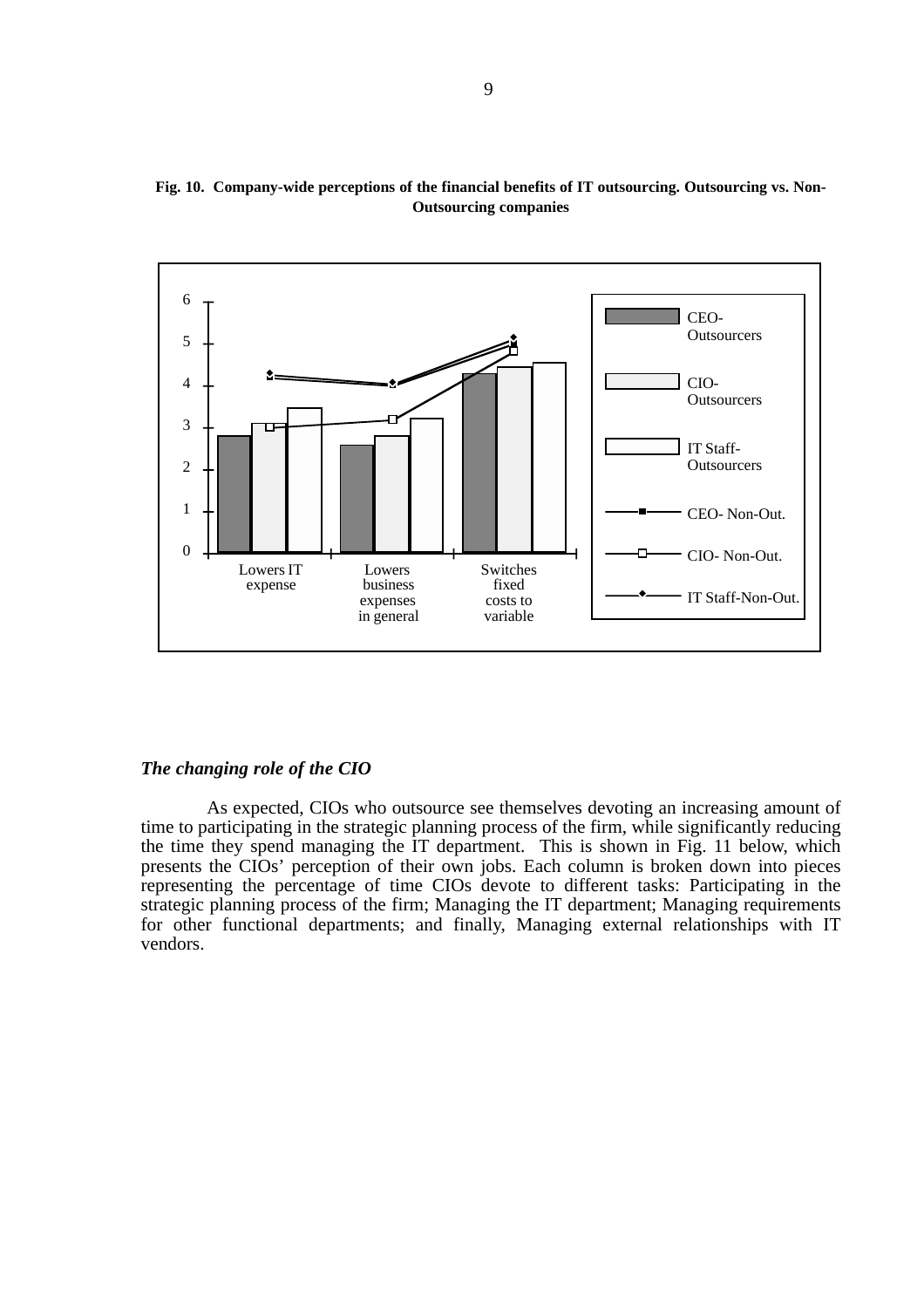**Fig. 10. Company-wide perceptions of the financial benefits of IT outsourcing. Outsourcing vs. Non-Outsourcing companies**

### *The changing role of the CIO*

As expected, CIOs who outsource see themselves devoting an increasing amount of time to participating in the strategic planning process of the firm, while significantly reducing the time they spend managing the IT department. This is shown in Fig. 11 below, which presents the CIOs' perception of their own jobs. Each column is broken down into pieces representing the percentage of time CIOs devote to different tasks: Participating in the strategic planning process of the firm; Managing the IT department; Managing requirements for other functional departments; and finally, Managing external relationships with IT vendors.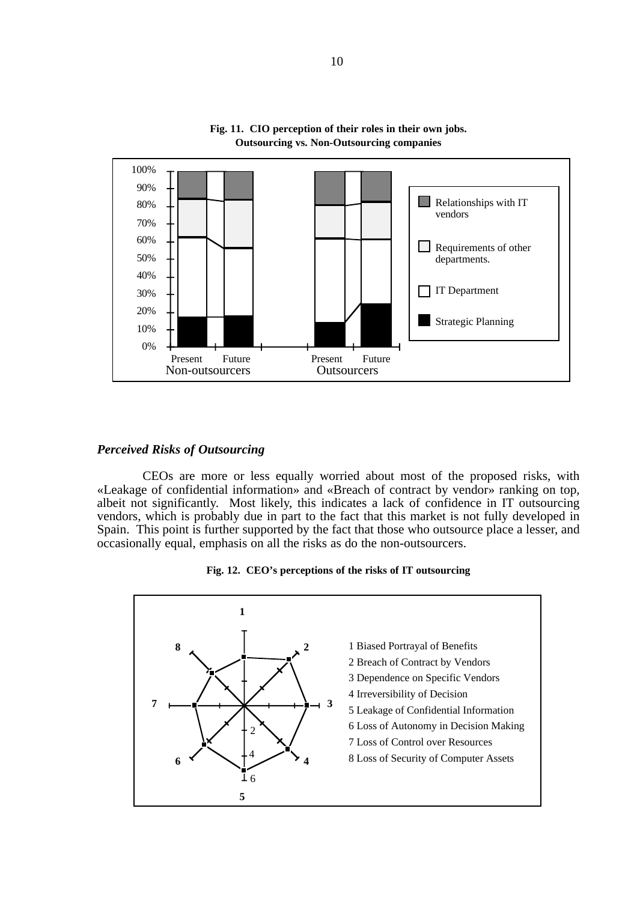**Fig. 11. CIO perception of their roles in their own jobs. Outsourcing vs. Non-Outsourcing companies**

## *Perceived Risks of Outsourcing*

CEOs are more or less equally worried about most of the proposed risks, with «Leakage of confidential information» and «Breach of contract by vendor» ranking on top, albeit not significantly. Most likely, this indicates a lack of confidence in IT outsourcing vendors, which is probably due in part to the fact that this market is not fully developed in Spain. This point is further supported by the fact that those who outsource place a lesser, and occasionally equal, emphasis on all the risks as do the non-outsourcers.

**Fig. 12. CEO's perceptions of the risks of IT outsourcing**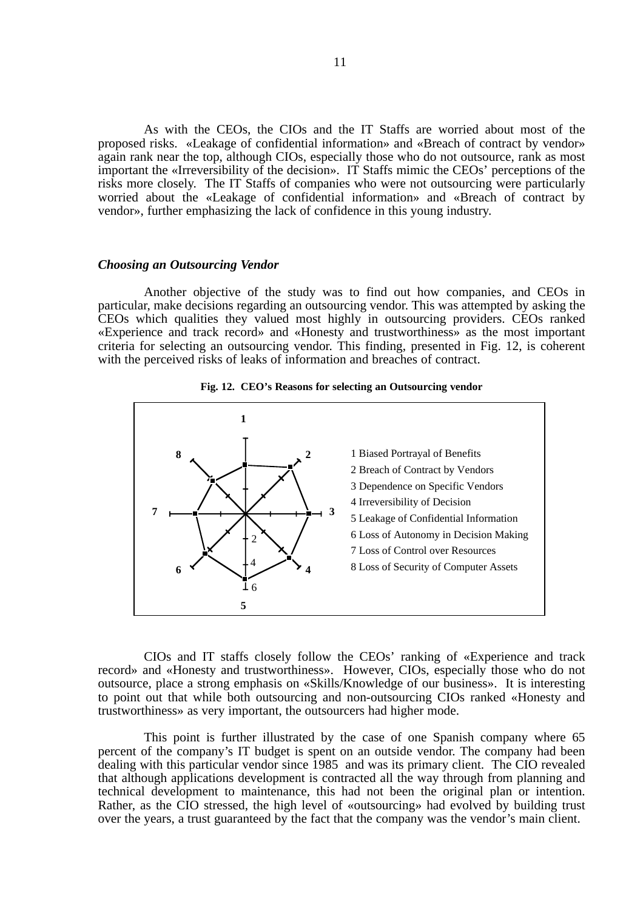As with the CEOs, the CIOs and the IT Staffs are worried about most of the proposed risks. «Leakage of confidential information» and «Breach of contract by vendor» again rank near the top, although CIOs, especially those who do not outsource, rank as most important the «Irreversibility of the decision». IT Staffs mimic the CEOs' perceptions of the risks more closely. The IT Staffs of companies who were not outsourcing were particularly worried about the «Leakage of confidential information» and «Breach of contract by vendor», further emphasizing the lack of confidence in this young industry.

### *Choosing an Outsourcing Vendor*

Another objective of the study was to find out how companies, and CEOs in particular, make decisions regarding an outsourcing vendor. This was attempted by asking the CEOs which qualities they valued most highly in outsourcing providers. CEOs ranked «Experience and track record» and «Honesty and trustworthiness» as the most important criteria for selecting an outsourcing vendor. This finding, presented in Fig. 12, is coherent with the perceived risks of leaks of information and breaches of contract.

**Fig. 12. CEO's Reasons for selecting an Outsourcing vendor**

1 Biased Portrayal of Benefits
2 Breach of Contract by Vendors
3 Dependence on Specific Vendors
4 Irreversibility of Decision
5 Leakage of Confidential Information
6 Loss of Autonomy in Decision Making
7 Loss of Control over Resources
8 Loss of Security of Computer Assets

CIOs and IT staffs closely follow the CEOs' ranking of «Experience and track record» and «Honesty and trustworthiness». However, CIOs, especially those who do not outsource, place a strong emphasis on «Skills/Knowledge of our business». It is interesting to point out that while both outsourcing and non-outsourcing CIOs ranked «Honesty and trustworthiness» as very important, the outsourcers had higher mode.

This point is further illustrated by the case of one Spanish company where 65 percent of the company's IT budget is spent on an outside vendor. The company had been dealing with this particular vendor since 1985 and was its primary client. The CIO revealed that although applications development is contracted all the way through from planning and technical development to maintenance, this had not been the original plan or intention. Rather, as the CIO stressed, the high level of «outsourcing» had evolved by building trust over the years, a trust guaranteed by the fact that the company was the vendor's main client.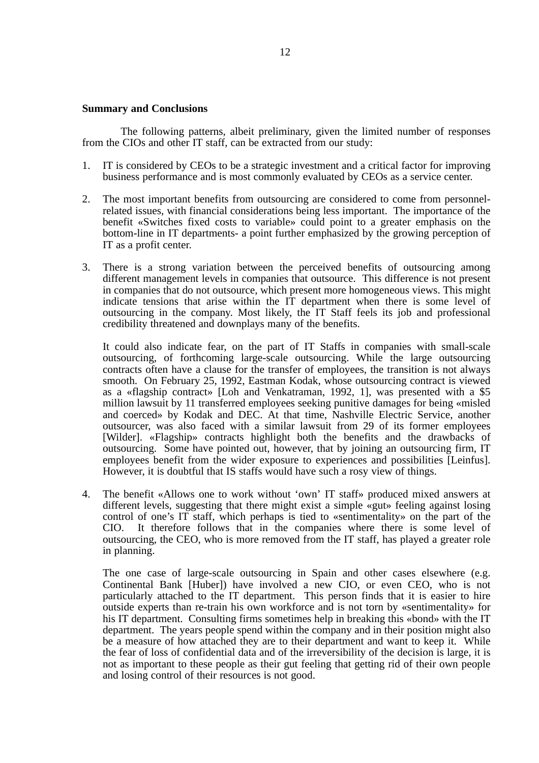**Summary and Conclusions**

The following patterns, albeit preliminary, given the limited number of responses from the CIOs and other IT staff, can be extracted from our study:

1. IT is considered by CEOs to be a strategic investment and a critical factor for improving business performance and is most commonly evaluated by CEOs as a service center.

2. The most important benefits from outsourcing are considered to come from personnel-related issues, with financial considerations being less important. The importance of the benefit «Switches fixed costs to variable» could point to a greater emphasis on the bottom-line in IT departments- a point further emphasized by the growing perception of IT as a profit center.

3. There is a strong variation between the perceived benefits of outsourcing among different management levels in companies that outsource. This difference is not present in companies that do not outsource, which present more homogeneous views. This might indicate tensions that arise within the IT department when there is some level of outsourcing in the company. Most likely, the IT Staff feels its job and professional credibility threatened and downplays many of the benefits.

   It could also indicate fear, on the part of IT Staffs in companies with small-scale outsourcing, of forthcoming large-scale outsourcing. While the large outsourcing contracts often have a clause for the transfer of employees, the transition is not always smooth. On February 25, 1992, Eastman Kodak, whose outsourcing contract is viewed as a «flagship contract» [Loh and Venkatraman, 1992, 1], was presented with a $5 million lawsuit by 11 transferred employees seeking punitive damages for being «misled and coerced» by Kodak and DEC. At that time, Nashville Electric Service, another outsourcer, was also faced with a similar lawsuit from 29 of its former employees [Wilder]. «Flagship» contracts highlight both the benefits and the drawbacks of outsourcing. Some have pointed out, however, that by joining an outsourcing firm, IT employees benefit from the wider exposure to experiences and possibilities [Leinfus]. However, it is doubtful that IS staffs would have such a rosy view of things.

4. The benefit «Allows one to work without 'own' IT staff» produced mixed answers at different levels, suggesting that there might exist a simple «gut» feeling against losing control of one's IT staff, which perhaps is tied to «sentimentality» on the part of the CIO. It therefore follows that in the companies where there is some level of outsourcing, the CEO, who is more removed from the IT staff, has played a greater role in planning.

   The one case of large-scale outsourcing in Spain and other cases elsewhere (e.g. Continental Bank [Huber]) have involved a new CIO, or even CEO, who is not particularly attached to the IT department. This person finds that it is easier to hire outside experts than re-train his own workforce and is not torn by «sentimentality» for his IT department. Consulting firms sometimes help in breaking this «bond» with the IT department. The years people spend within the company and in their position might also be a measure of how attached they are to their department and want to keep it. While the fear of loss of confidential data and of the irreversibility of the decision is large, it is not as important to these people as their gut feeling that getting rid of their own people and losing control of their resources is not good.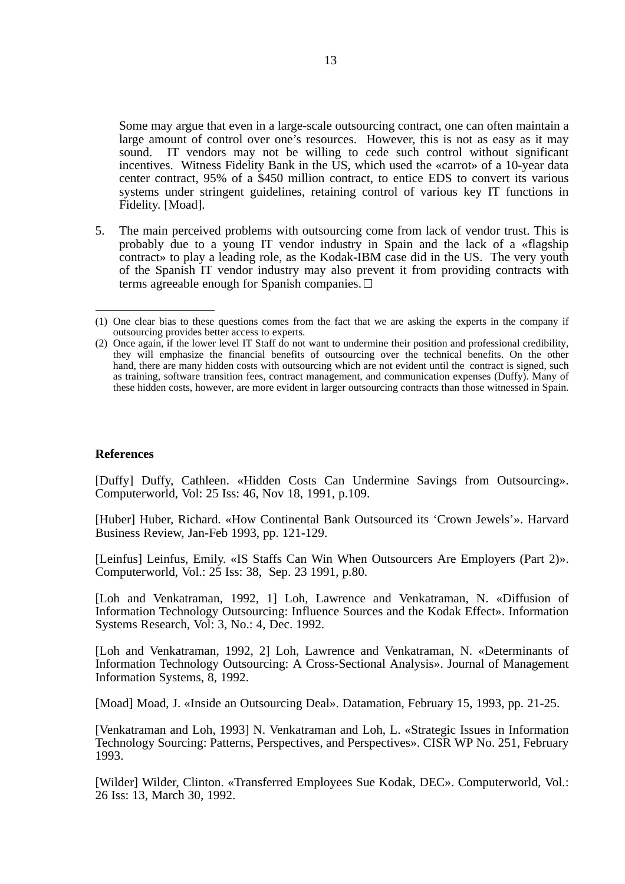Some may argue that even in a large-scale outsourcing contract, one can often maintain a large amount of control over one's resources. However, this is not as easy as it may sound. IT vendors may not be willing to cede such control without significant incentives. Witness Fidelity Bank in the US, which used the «carrot» of a 10-year data center contract, 95% of a $450 million contract, to entice EDS to convert its various systems under stringent guidelines, retaining control of various key IT functions in Fidelity. [Moad].

5. The main perceived problems with outsourcing come from lack of vendor trust. This is probably due to a young IT vendor industry in Spain and the lack of a «flagship contract» to play a leading role, as the Kodak-IBM case did in the US. The very youth of the Spanish IT vendor industry may also prevent it from providing contracts with terms agreeable enough for Spanish companies. □

---

(1) One clear bias to these questions comes from the fact that we are asking the experts in the company if outsourcing provides better access to experts.

(2) Once again, if the lower level IT Staff do not want to undermine their position and professional credibility, they will emphasize the financial benefits of outsourcing over the technical benefits. On the other hand, there are many hidden costs with outsourcing which are not evident until the contract is signed, such as training, software transition fees, contract management, and communication expenses (Duffy). Many of these hidden costs, however, are more evident in larger outsourcing contracts than those witnessed in Spain.

## References

[Duffy] Duffy, Cathleen. «Hidden Costs Can Undermine Savings from Outsourcing». Computerworld, Vol: 25 Iss: 46, Nov 18, 1991, p.109.

[Huber] Huber, Richard. «How Continental Bank Outsourced its 'Crown Jewels'». Harvard Business Review, Jan-Feb 1993, pp. 121-129.

[Leinfus] Leinfus, Emily. «IS Staffs Can Win When Outsourcers Are Employers (Part 2)». Computerworld, Vol.: 25 Iss: 38, Sep. 23 1991, p.80.

[Loh and Venkatraman, 1992, 1] Loh, Lawrence and Venkatraman, N. «Diffusion of Information Technology Outsourcing: Influence Sources and the Kodak Effect». Information Systems Research, Vol: 3, No.: 4, Dec. 1992.

[Loh and Venkatraman, 1992, 2] Loh, Lawrence and Venkatraman, N. «Determinants of Information Technology Outsourcing: A Cross-Sectional Analysis». Journal of Management Information Systems, 8, 1992.

[Moad] Moad, J. «Inside an Outsourcing Deal». Datamation, February 15, 1993, pp. 21-25.

[Venkatraman and Loh, 1993] N. Venkatraman and Loh, L. «Strategic Issues in Information Technology Sourcing: Patterns, Perspectives, and Perspectives». CISR WP No. 251, February 1993.

[Wilder] Wilder, Clinton. «Transferred Employees Sue Kodak, DEC». Computerworld, Vol.: 26 Iss: 13, March 30, 1992.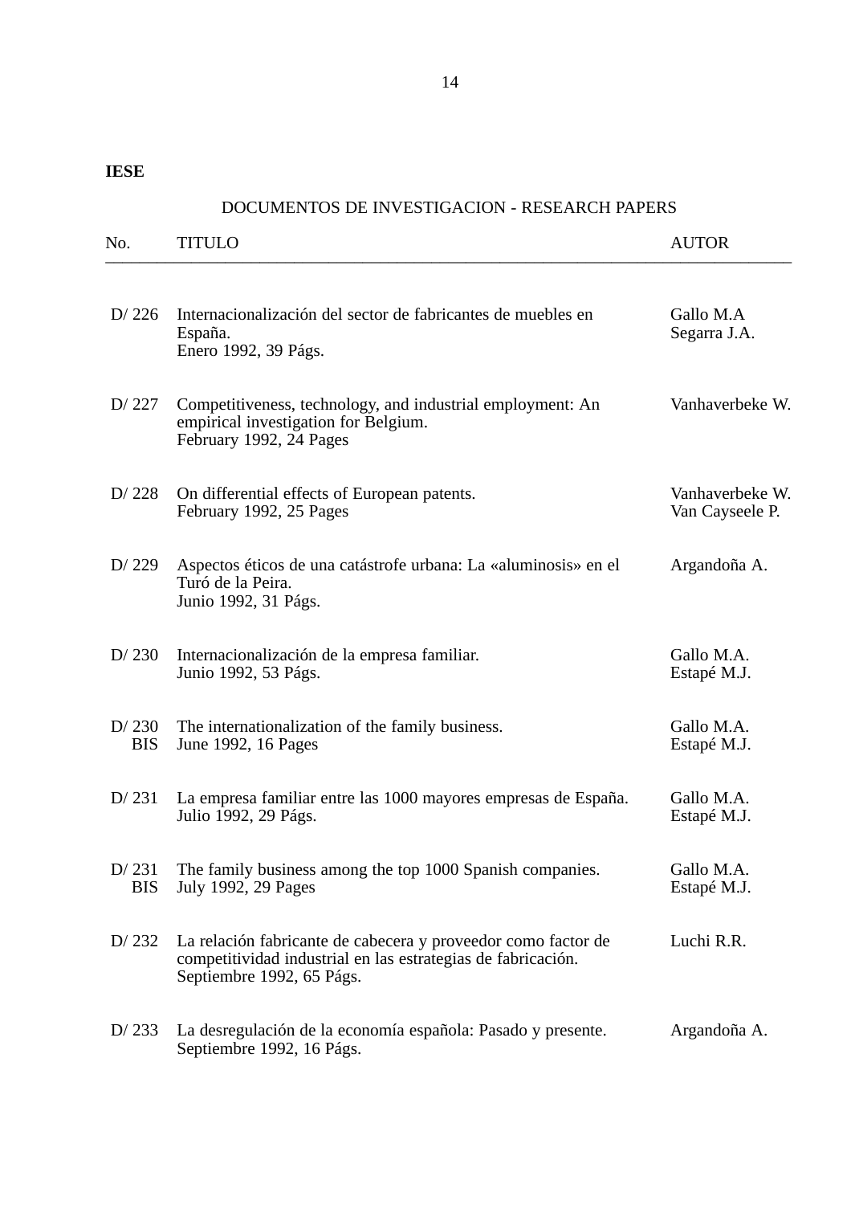**IESE**

DOCUMENTOS DE INVESTIGACION - RESEARCH PAPERS

| No. | TITULO | AUTOR |
|---|---|---|
| D/ 226 | Internacionalización del sector de fabricantes de muebles en España.<br>Enero 1992, 39 Págs. | Gallo M.A<br>Segarra J.A. |
| D/ 227 | Competitiveness, technology, and industrial employment: An empirical investigation for Belgium.<br>February 1992, 24 Pages | Vanhaverbeke W. |
| D/ 228 | On differential effects of European patents.<br>February 1992, 25 Pages | Vanhaverbeke W.<br>Van Cayseele P. |
| D/ 229 | Aspectos éticos de una catástrofe urbana: La «aluminosis» en el Turó de la Peira.<br>Junio 1992, 31 Págs. | Argandoña A. |
| D/ 230 | Internacionalización de la empresa familiar.<br>Junio 1992, 53 Págs. | Gallo M.A.<br>Estapé M.J. |
| D/ 230 BIS | The internationalization of the family business.<br>June 1992, 16 Pages | Gallo M.A.<br>Estapé M.J. |
| D/ 231 | La empresa familiar entre las 1000 mayores empresas de España.<br>Julio 1992, 29 Págs. | Gallo M.A.<br>Estapé M.J. |
| D/ 231 BIS | The family business among the top 1000 Spanish companies.<br>July 1992, 29 Pages | Gallo M.A.<br>Estapé M.J. |
| D/ 232 | La relación fabricante de cabecera y proveedor como factor de competitividad industrial en las estrategias de fabricación.<br>Septiembre 1992, 65 Págs. | Luchi R.R. |
| D/ 233 | La desregulación de la economía española: Pasado y presente.<br>Septiembre 1992, 16 Págs. | Argandoña A. |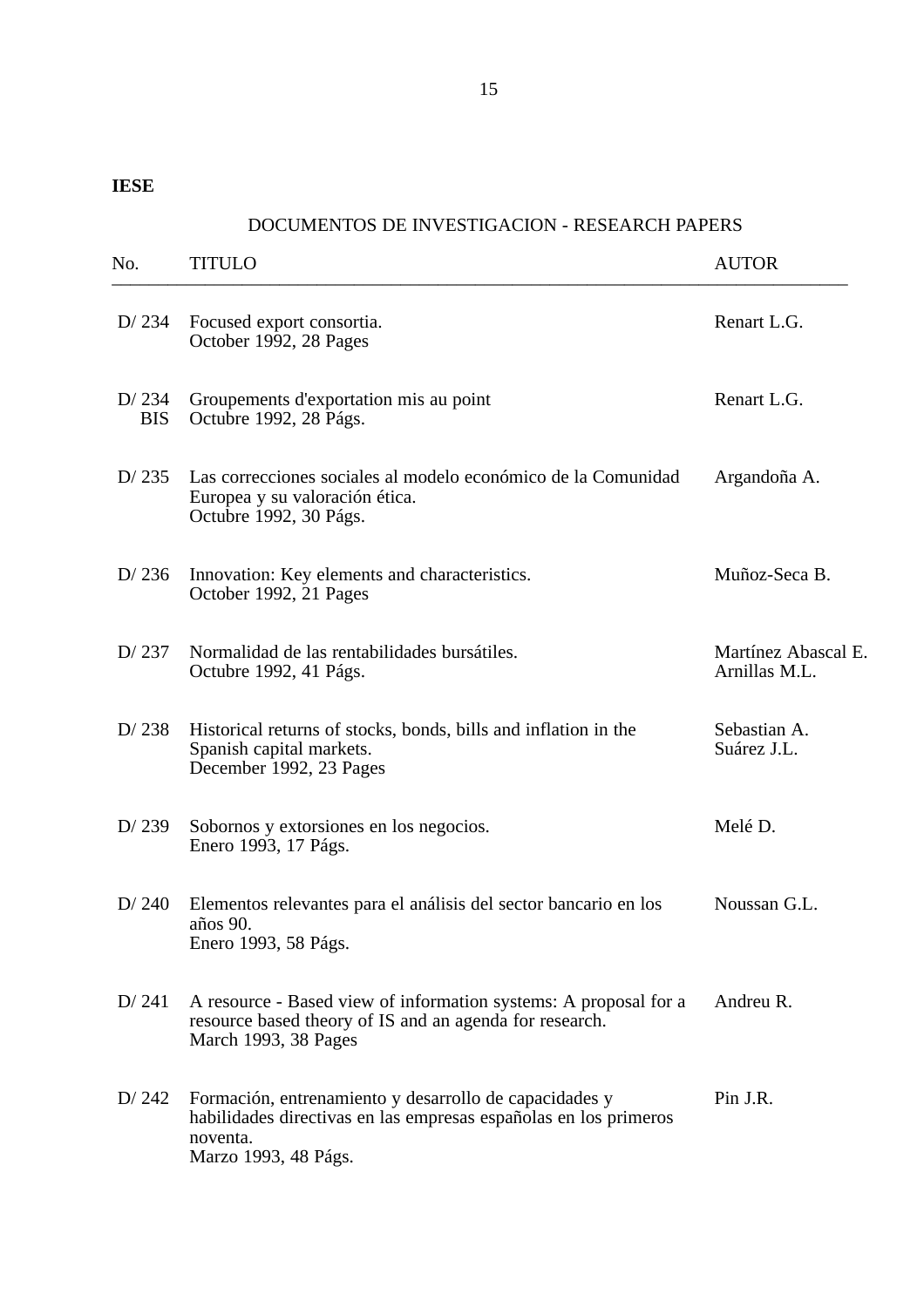**IESE**

DOCUMENTOS DE INVESTIGACION - RESEARCH PAPERS

| No. | TITULO | AUTOR |
|---|---|---|
| D/ 234 | Focused export consortia.<br>October 1992, 28 Pages | Renart L.G. |
| D/ 234 BIS | Groupements d'exportation mis au point<br>Octubre 1992, 28 Págs. | Renart L.G. |
| D/ 235 | Las correcciones sociales al modelo económico de la Comunidad Europea y su valoración ética.<br>Octubre 1992, 30 Págs. | Argandoña A. |
| D/ 236 | Innovation: Key elements and characteristics.<br>October 1992, 21 Pages | Muñoz-Seca B. |
| D/ 237 | Normalidad de las rentabilidades bursátiles.<br>Octubre 1992, 41 Págs. | Martínez Abascal E.<br>Arnillas M.L. |
| D/ 238 | Historical returns of stocks, bonds, bills and inflation in the Spanish capital markets.<br>December 1992, 23 Pages | Sebastian A.<br>Suárez J.L. |
| D/ 239 | Sobornos y extorsiones en los negocios.<br>Enero 1993, 17 Págs. | Melé D. |
| D/ 240 | Elementos relevantes para el análisis del sector bancario en los años 90.<br>Enero 1993, 58 Págs. | Noussan G.L. |
| D/ 241 | A resource - Based view of information systems: A proposal for a resource based theory of IS and an agenda for research.<br>March 1993, 38 Pages | Andreu R. |
| D/ 242 | Formación, entrenamiento y desarrollo de capacidades y habilidades directivas en las empresas españolas en los primeros noventa.<br>Marzo 1993, 48 Págs. | Pin J.R. |